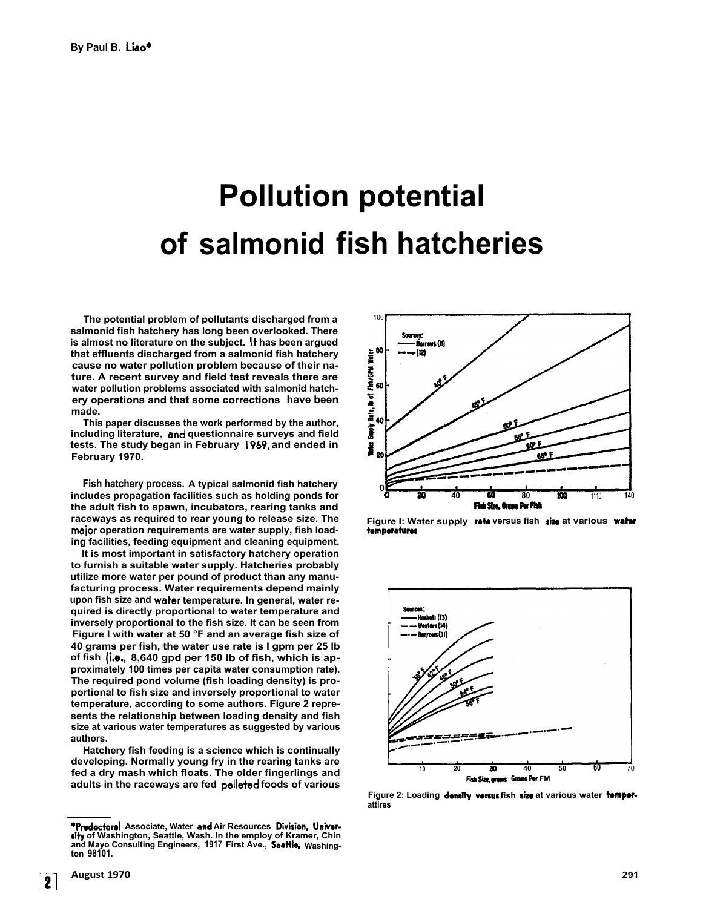By Paul B. Liao*

# Pollution potential of salmonid fish hatcheries

The potential problem of pollutants discharged from a salmonid fish hatchery has long been overlooked. There is almost no literature on the subject. It has been argued that effluents discharged from a salmonid fish hatchery cause no water pollution problem because of their nature. A recent survey and field test reveals there are water pollution problems associated with salmonid hatchery operations and that some corrections have been made.

This paper discusses the work performed by the author, including literature, and questionnaire surveys and field tests. The study began in February 1969, and ended in February 1970.

**Fish hatchery process.** A typical salmonid fish hatchery includes propagation facilities such as holding ponds for the adult fish to spawn, incubators, rearing tanks and raceways as required to rear young to release size. The major operation requirements are water supply, fish loading facilities, feeding equipment and cleaning equipment.

It is most important in satisfactory hatchery operation to furnish a suitable water supply. Hatcheries probably utilize more water per pound of product than any manufacturing process. Water requirements depend mainly upon fish size and water temperature. In general, water required is directly proportional to water temperature and inversely proportional to the fish size. It can be seen from Figure I with water at 50 °F and an average fish size of 40 grams per fish, the water use rate is I gpm per 25 lb of fish (i.e., 8,640 gpd per 150 lb of fish, which is approximately 100 times per capita water consumption rate). The required pond volume (fish loading density) is proportional to fish size and inversely proportional to water temperature, according to some authors. Figure 2 represents the relationship between loading density and fish size at various water temperatures as suggested by various authors.

Hatchery fish feeding is a science which is continually developing. Normally young fry in the rearing tanks are fed a dry mash which floats. The older fingerlings and adults in the raceways are fed pelleted foods of various

Figure I: Water supply rate versus fish size at various water temperatures

Figure 2: Loading density versus fish size at various water temperatures

*Predoctoral Associate, Water and Air Resources Division, University of Washington, Seattle, Wash. In the employ of Kramer, Chin and Mayo Consulting Engineers, 1917 First Ave., Seattle, Washington 98101.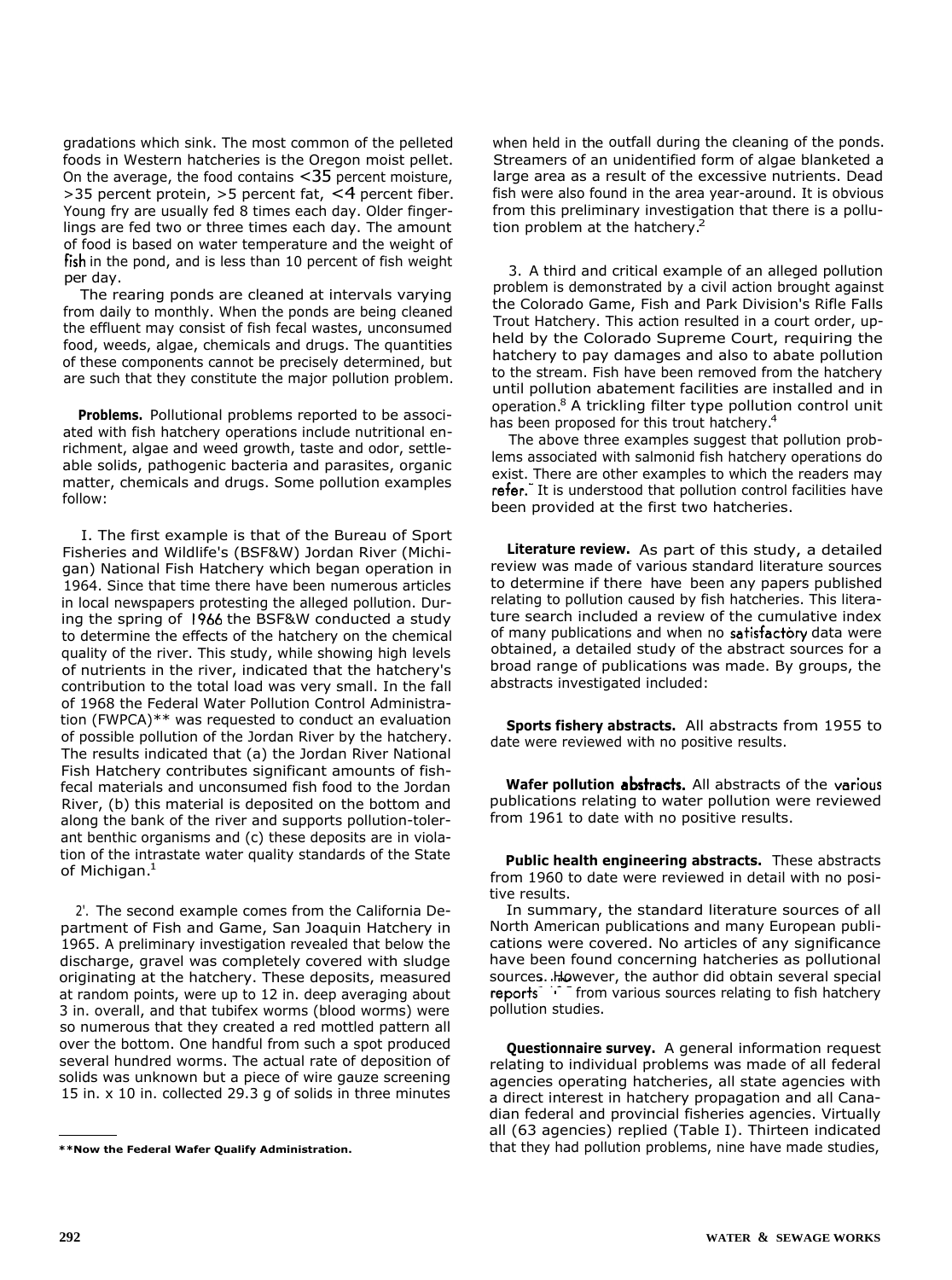gradations which sink. The most common of the pelleted foods in Western hatcheries is the Oregon moist pellet. On the average, the food contains <35 percent moisture, >35 percent protein, >5 percent fat, <4 percent fiber. Young fry are usually fed 8 times each day. Older fingerlings are fed two or three times each day. The amount of food is based on water temperature and the weight of fish in the pond, and is less than 10 percent of fish weight per day.

The rearing ponds are cleaned at intervals varying from daily to monthly. When the ponds are being cleaned the effluent may consist of fish fecal wastes, unconsumed food, weeds, algae, chemicals and drugs. The quantities of these components cannot be precisely determined, but are such that they constitute the major pollution problem.

**Problems.** Pollutional problems reported to be associated with fish hatchery operations include nutritional enrichment, algae and weed growth, taste and odor, settleable solids, pathogenic bacteria and parasites, organic matter, chemicals and drugs. Some pollution examples follow:

I. The first example is that of the Bureau of Sport Fisheries and Wildlife's (BSF&W) Jordan River (Michigan) National Fish Hatchery which began operation in 1964. Since that time there have been numerous articles in local newspapers protesting the alleged pollution. During the spring of 1966 the BSF&W conducted a study to determine the effects of the hatchery on the chemical quality of the river. This study, while showing high levels of nutrients in the river, indicated that the hatchery's contribution to the total load was very small. In the fall of 1968 the Federal Water Pollution Control Administration (FWPCA)** was requested to conduct an evaluation of possible pollution of the Jordan River by the hatchery. The results indicated that (a) the Jordan River National Fish Hatchery contributes significant amounts of fish-fecal materials and unconsumed fish food to the Jordan River, (b) this material is deposited on the bottom and along the bank of the river and supports pollution-tolerant benthic organisms and (c) these deposits are in violation of the intrastate water quality standards of the State of Michigan.[1]

2. The second example comes from the California Department of Fish and Game, San Joaquin Hatchery in 1965. A preliminary investigation revealed that below the discharge, gravel was completely covered with sludge originating at the hatchery. These deposits, measured at random points, were up to 12 in. deep averaging about 3 in. overall, and that tubifex worms (blood worms) were so numerous that they created a red mottled pattern all over the bottom. One handful from such a spot produced several hundred worms. The actual rate of deposition of solids was unknown but a piece of wire gauze screening 15 in. x 10 in. collected 29.3 g of solids in three minutes when held in the outfall during the cleaning of the ponds. Streamers of an unidentified form of algae blanketed a large area as a result of the excessive nutrients. Dead fish were also found in the area year-around. It is obvious from this preliminary investigation that there is a pollution problem at the hatchery.[2]

3. A third and critical example of an alleged pollution problem is demonstrated by a civil action brought against the Colorado Game, Fish and Park Division's Rifle Falls Trout Hatchery. This action resulted in a court order, upheld by the Colorado Supreme Court, requiring the hatchery to pay damages and also to abate pollution to the stream. Fish have been removed from the hatchery until pollution abatement facilities are installed and in operation.[8] A trickling filter type pollution control unit has been proposed for this trout hatchery.[4]

The above three examples suggest that pollution problems associated with salmonid fish hatchery operations do exist. There are other examples to which the readers may refer. It is understood that pollution control facilities have been provided at the first two hatcheries.

**Literature review.** As part of this study, a detailed review was made of various standard literature sources to determine if there have been any papers published relating to pollution caused by fish hatcheries. This literature search included a review of the cumulative index of many publications and when no satisfactory data were obtained, a detailed study of the abstract sources for a broad range of publications was made. By groups, the abstracts investigated included:

**Sports fishery abstracts.** All abstracts from 1955 to date were reviewed with no positive results.

**Wafer pollution abstracts.** All abstracts of the various publications relating to water pollution were reviewed from 1961 to date with no positive results.

**Public health engineering abstracts.** These abstracts from 1960 to date were reviewed in detail with no positive results.

In summary, the standard literature sources of all North American publications and many European publications were covered. No articles of any significance have been found concerning hatcheries as pollutional sources. However, the author did obtain several special reports from various sources relating to fish hatchery pollution studies.

**Questionnaire survey.** A general information request relating to individual problems was made of all federal agencies operating hatcheries, all state agencies with a direct interest in hatchery propagation and all Canadian federal and provincial fisheries agencies. Virtually all (63 agencies) replied (Table I). Thirteen indicated that they had pollution problems, nine have made studies,

**Now the Federal Wafer Qualify Administration.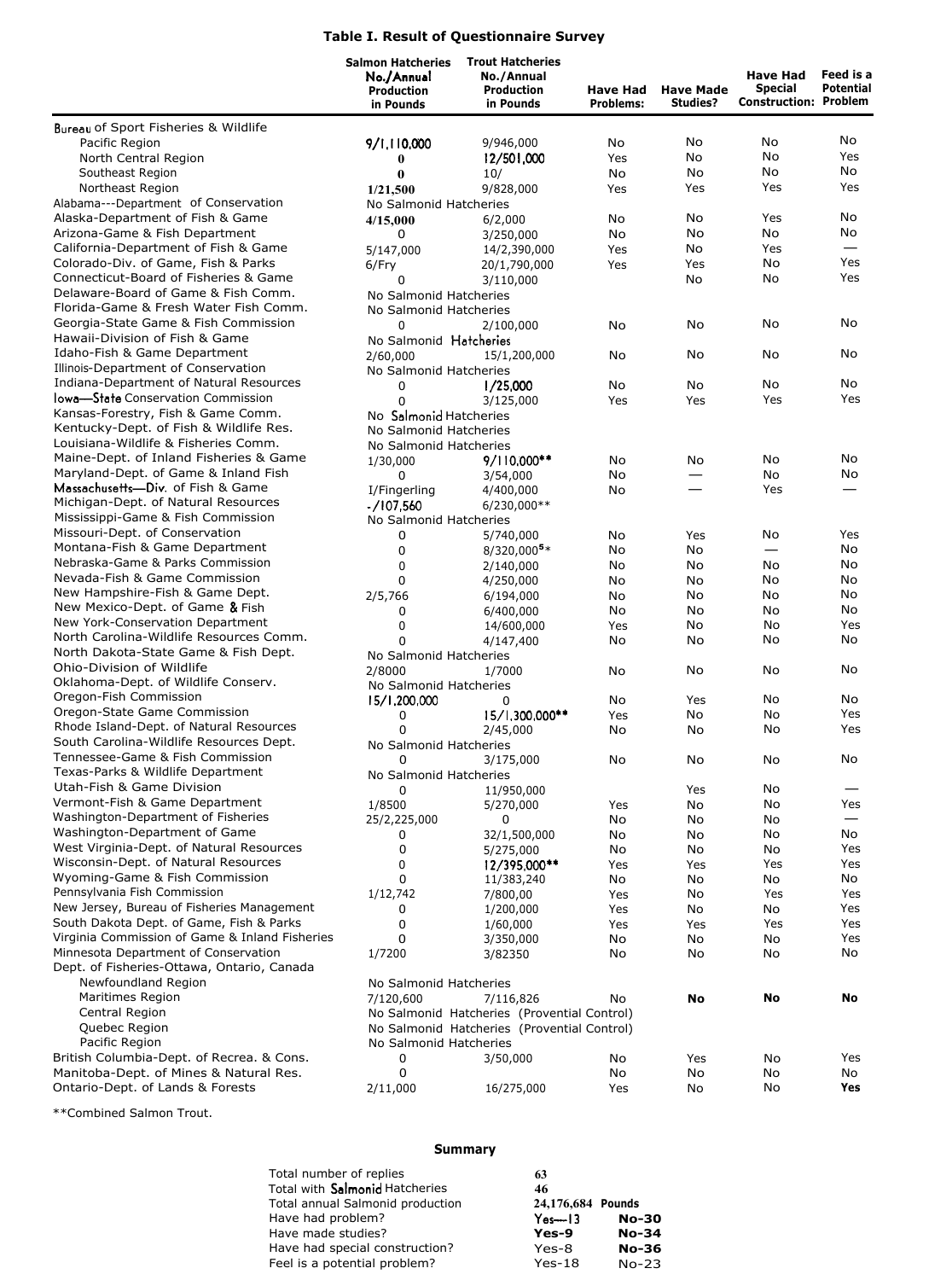**Table I. Result of Questionnaire Survey**

| | Salmon Hatcheries No./Annual Production in Pounds | Trout Hatcheries No./Annual Production in Pounds | Have Had Problems: | Have Made Studies? | Have Had Special Construction: | Feed is a Potential Problem |
|---|---|---|---|---|---|---|
| Bureau of Sport Fisheries & Wildlife | | | | | | |
| Pacific Region | 9/1,110,000 | 9/946,000 | No | No | No | No |
| North Central Region | 0 | 12/501,000 | Yes | No | No | Yes |
| Southeast Region | 0 | 10/ | No | No | No | No |
| Northeast Region | 1/21,500 | 9/828,000 | Yes | Yes | Yes | Yes |
| Alabama---Department of Conservation | No Salmonid Hatcheries | | | | | |
| Alaska-Department of Fish & Game | 4/15,000 | 6/2,000 | No | No | Yes | No |
| Arizona-Game & Fish Department | 0 | 3/250,000 | No | No | No | No |
| California-Department of Fish & Game | 5/147,000 | 14/2,390,000 | Yes | No | Yes | — |
| Colorado-Div. of Game, Fish & Parks | 6/Fry | 20/1,790,000 | Yes | Yes | No | Yes |
| Connecticut-Board of Fisheries & Game | 0 | 3/110,000 | | No | No | Yes |
| Delaware-Board of Game & Fish Comm. | No Salmonid Hatcheries | | | | | |
| Florida-Game & Fresh Water Fish Comm. | No Salmonid Hatcheries | | | | | |
| Georgia-State Game & Fish Commission | 0 | 2/100,000 | No | No | No | No |
| Hawaii-Division of Fish & Game | No Salmonid Hatcheries | | | | | |
| Idaho-Fish & Game Department | 2/60,000 | 15/1,200,000 | No | No | No | No |
| Illinois-Department of Conservation | No Salmonid Hatcheries | | | | | |
| Indiana-Department of Natural Resources | 0 | 1/25,000 | No | No | No | No |
| Iowa—State Conservation Commission | 0 | 3/125,000 | Yes | Yes | Yes | Yes |
| Kansas-Forestry, Fish & Game Comm. | No Salmonid Hatcheries | | | | | |
| Kentucky-Dept. of Fish & Wildlife Res. | No Salmonid Hatcheries | | | | | |
| Louisiana-Wildlife & Fisheries Comm. | No Salmonid Hatcheries | | | | | |
| Maine-Dept. of Inland Fisheries & Game | 1/30,000 | 9/110,000** | No | No | No | No |
| Maryland-Dept. of Game & Inland Fish | 0 | 3/54,000 | No | — | No | No |
| Massachusetts—Div. of Fish & Game | I/Fingerling | 4/400,000 | No | — | Yes | — |
| Michigan-Dept. of Natural Resources | -/107,560 | 6/230,000** | | | | |
| Mississippi-Game & Fish Commission | No Salmonid Hatcheries | | | | | |
| Missouri-Dept. of Conservation | 0 | 5/740,000 | No | Yes | No | Yes |
| Montana-Fish & Game Department | 0 | 8/320,000[5]* | No | No | — | No |
| Nebraska-Game & Parks Commission | 0 | 2/140,000 | No | No | No | No |
| Nevada-Fish & Game Commission | 0 | 4/250,000 | No | No | No | No |
| New Hampshire-Fish & Game Dept. | 2/5,766 | 6/194,000 | No | No | No | No |
| New Mexico-Dept. of Game & Fish | 0 | 6/400,000 | No | No | No | No |
| New York-Conservation Department | 0 | 14/600,000 | Yes | No | No | Yes |
| North Carolina-Wildlife Resources Comm. | 0 | 4/147,400 | No | No | No | No |
| North Dakota-State Game & Fish Dept. | No Salmonid Hatcheries | | | | | |
| Ohio-Division of Wildlife | 2/8000 | 1/7000 | No | No | No | No |
| Oklahoma-Dept. of Wildlife Conserv. | No Salmonid Hatcheries | | | | | |
| Oregon-Fish Commission | 15/1,200,000 | 0 | No | Yes | No | No |
| Oregon-State Game Commission | 0 | 15/1,300,000** | Yes | No | No | Yes |
| Rhode Island-Dept. of Natural Resources | 0 | 2/45,000 | No | No | No | Yes |
| South Carolina-Wildlife Resources Dept. | No Salmonid Hatcheries | | | | | |
| Tennessee-Game & Fish Commission | 0 | 3/175,000 | No | No | No | No |
| Texas-Parks & Wildlife Department | No Salmonid Hatcheries | | | | | |
| Utah-Fish & Game Division | 0 | 11/950,000 | | Yes | No | — |
| Vermont-Fish & Game Department | 1/8500 | 5/270,000 | Yes | No | No | Yes |
| Washington-Department of Fisheries | 25/2,225,000 | 0 | No | No | No | — |
| Washington-Department of Game | 0 | 32/1,500,000 | No | No | No | No |
| West Virginia-Dept. of Natural Resources | 0 | 5/275,000 | No | No | No | Yes |
| Wisconsin-Dept. of Natural Resources | 0 | 12/395,000** | Yes | Yes | Yes | Yes |
| Wyoming-Game & Fish Commission | 0 | 11/383,240 | No | No | No | No |
| Pennsylvania Fish Commission | 1/12,742 | 7/800,00 | Yes | No | Yes | Yes |
| New Jersey, Bureau of Fisheries Management | 0 | 1/200,000 | Yes | No | No | Yes |
| South Dakota Dept. of Game, Fish & Parks | 0 | 1/60,000 | Yes | Yes | Yes | Yes |
| Virginia Commission of Game & Inland Fisheries | 0 | 3/350,000 | No | No | No | Yes |
| Minnesota Department of Conservation | 1/7200 | 3/82350 | No | No | No | No |
| Dept. of Fisheries-Ottawa, Ontario, Canada | | | | | | |
| Newfoundland Region | No Salmonid Hatcheries | | | | | |
| Maritimes Region | 7/120,600 | 7/116,826 | No | **No** | **No** | **No** |
| Central Region | No Salmonid Hatcheries (Provential Control) | | | | | |
| Quebec Region | No Salmonid Hatcheries (Provential Control) | | | | | |
| Pacific Region | No Salmonid Hatcheries | | | | | |
| British Columbia-Dept. of Recrea. & Cons. | 0 | 3/50,000 | No | Yes | No | Yes |
| Manitoba-Dept. of Mines & Natural Res. | 0 | | No | No | No | No |
| Ontario-Dept. of Lands & Forests | 2/11,000 | 16/275,000 | Yes | No | No | **Yes** |

**Combined Salmon Trout.

**Summary**

| | | |
|---|---|---|
| Total number of replies | 63 | |
| Total with Salmonid Hatcheries | 46 | |
| Total annual Salmonid production | 24,176,684 Pounds | |
| Have had problem? | Yes—13 | **No-30** |
| Have made studies? | **Yes-9** | **No-34** |
| Have had special construction? | Yes-8 | **No-36** |
| Feel is a potential problem? | Yes-18 | No-23 |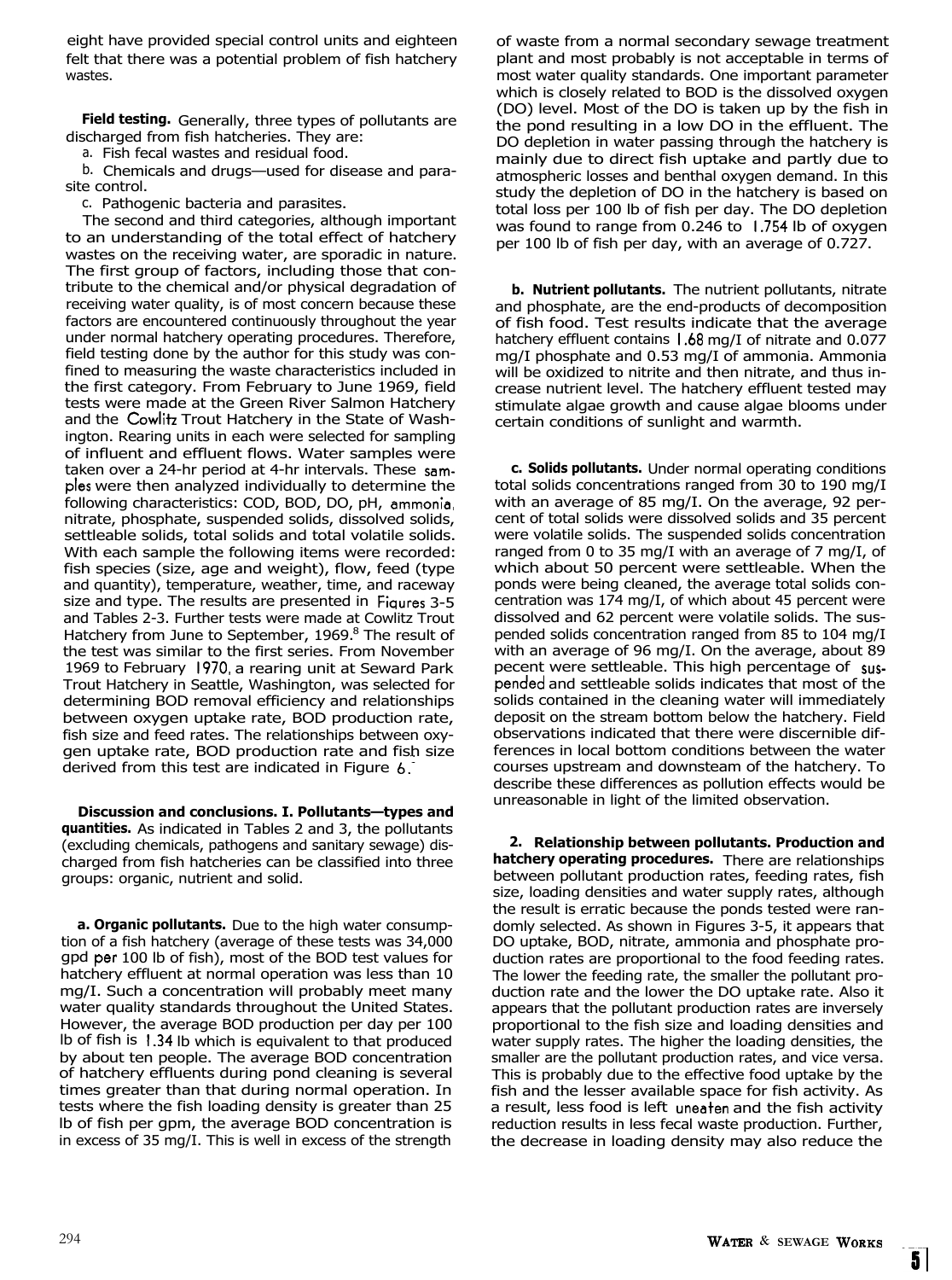eight have provided special control units and eighteen felt that there was a potential problem of fish hatchery wastes.

**Field testing.** Generally, three types of pollutants are discharged from fish hatcheries. They are:

a. Fish fecal wastes and residual food.

b. Chemicals and drugs—used for disease and parasite control.

c. Pathogenic bacteria and parasites.

The second and third categories, although important to an understanding of the total effect of hatchery wastes on the receiving water, are sporadic in nature. The first group of factors, including those that contribute to the chemical and/or physical degradation of receiving water quality, is of most concern because these factors are encountered continuously throughout the year under normal hatchery operating procedures. Therefore, field testing done by the author for this study was confined to measuring the waste characteristics included in the first category. From February to June 1969, field tests were made at the Green River Salmon Hatchery and the Cowlitz Trout Hatchery in the State of Washington. Rearing units in each were selected for sampling of influent and effluent flows. Water samples were taken over a 24-hr period at 4-hr intervals. These samples were then analyzed individually to determine the following characteristics: COD, BOD, DO, pH, ammonia, nitrate, phosphate, suspended solids, dissolved solids, settleable solids, total solids and total volatile solids. With each sample the following items were recorded: fish species (size, age and weight), flow, feed (type and quantity), temperature, weather, time, and raceway size and type. The results are presented in Figures 3-5 and Tables 2-3. Further tests were made at Cowlitz Trout Hatchery from June to September, 1969.[8] The result of the test was similar to the first series. From November 1969 to February 1970, a rearing unit at Seward Park Trout Hatchery in Seattle, Washington, was selected for determining BOD removal efficiency and relationships between oxygen uptake rate, BOD production rate, fish size and feed rates. The relationships between oxygen uptake rate, BOD production rate and fish size derived from this test are indicated in Figure 6.

**Discussion and conclusions. I. Pollutants—types and quantities.** As indicated in Tables 2 and 3, the pollutants (excluding chemicals, pathogens and sanitary sewage) discharged from fish hatcheries can be classified into three groups: organic, nutrient and solid.

**a. Organic pollutants.** Due to the high water consumption of a fish hatchery (average of these tests was 34,000 gpd per 100 lb of fish), most of the BOD test values for hatchery effluent at normal operation was less than 10 mg/I. Such a concentration will probably meet many water quality standards throughout the United States. However, the average BOD production per day per 100 lb of fish is 1.34 lb which is equivalent to that produced by about ten people. The average BOD concentration of hatchery effluents during pond cleaning is several times greater than that during normal operation. In tests where the fish loading density is greater than 25 lb of fish per gpm, the average BOD concentration is in excess of 35 mg/I. This is well in excess of the strength of waste from a normal secondary sewage treatment plant and most probably is not acceptable in terms of most water quality standards. One important parameter which is closely related to BOD is the dissolved oxygen (DO) level. Most of the DO is taken up by the fish in the pond resulting in a low DO in the effluent. The DO depletion in water passing through the hatchery is mainly due to direct fish uptake and partly due to atmospheric losses and benthal oxygen demand. In this study the depletion of DO in the hatchery is based on total loss per 100 lb of fish per day. The DO depletion was found to range from 0.246 to 1.754 lb of oxygen per 100 lb of fish per day, with an average of 0.727.

**b. Nutrient pollutants.** The nutrient pollutants, nitrate and phosphate, are the end-products of decomposition of fish food. Test results indicate that the average hatchery effluent contains 1.68 mg/I of nitrate and 0.077 mg/I phosphate and 0.53 mg/I of ammonia. Ammonia will be oxidized to nitrite and then nitrate, and thus increase nutrient level. The hatchery effluent tested may stimulate algae growth and cause algae blooms under certain conditions of sunlight and warmth.

**c. Solids pollutants.** Under normal operating conditions total solids concentrations ranged from 30 to 190 mg/I with an average of 85 mg/I. On the average, 92 percent of total solids were dissolved solids and 35 percent were volatile solids. The suspended solids concentration ranged from 0 to 35 mg/I with an average of 7 mg/I, of which about 50 percent were settleable. When the ponds were being cleaned, the average total solids concentration was 174 mg/I, of which about 45 percent were dissolved and 62 percent were volatile solids. The suspended solids concentration ranged from 85 to 104 mg/I with an average of 96 mg/I. On the average, about 89 pecent were settleable. This high percentage of suspended and settleable solids indicates that most of the solids contained in the cleaning water will immediately deposit on the stream bottom below the hatchery. Field observations indicated that there were discernible differences in local bottom conditions between the water courses upstream and downsteam of the hatchery. To describe these differences as pollution effects would be unreasonable in light of the limited observation.

**2. Relationship between pollutants. Production and hatchery operating procedures.** There are relationships between pollutant production rates, feeding rates, fish size, loading densities and water supply rates, although the result is erratic because the ponds tested were randomly selected. As shown in Figures 3-5, it appears that DO uptake, BOD, nitrate, ammonia and phosphate production rates are proportional to the food feeding rates. The lower the feeding rate, the smaller the pollutant production rate and the lower the DO uptake rate. Also it appears that the pollutant production rates are inversely proportional to the fish size and loading densities and water supply rates. The higher the loading densities, the smaller are the pollutant production rates, and vice versa. This is probably due to the effective food uptake by the fish and the lesser available space for fish activity. As a result, less food is left uneaten and the fish activity reduction results in less fecal waste production. Further, the decrease in loading density may also reduce the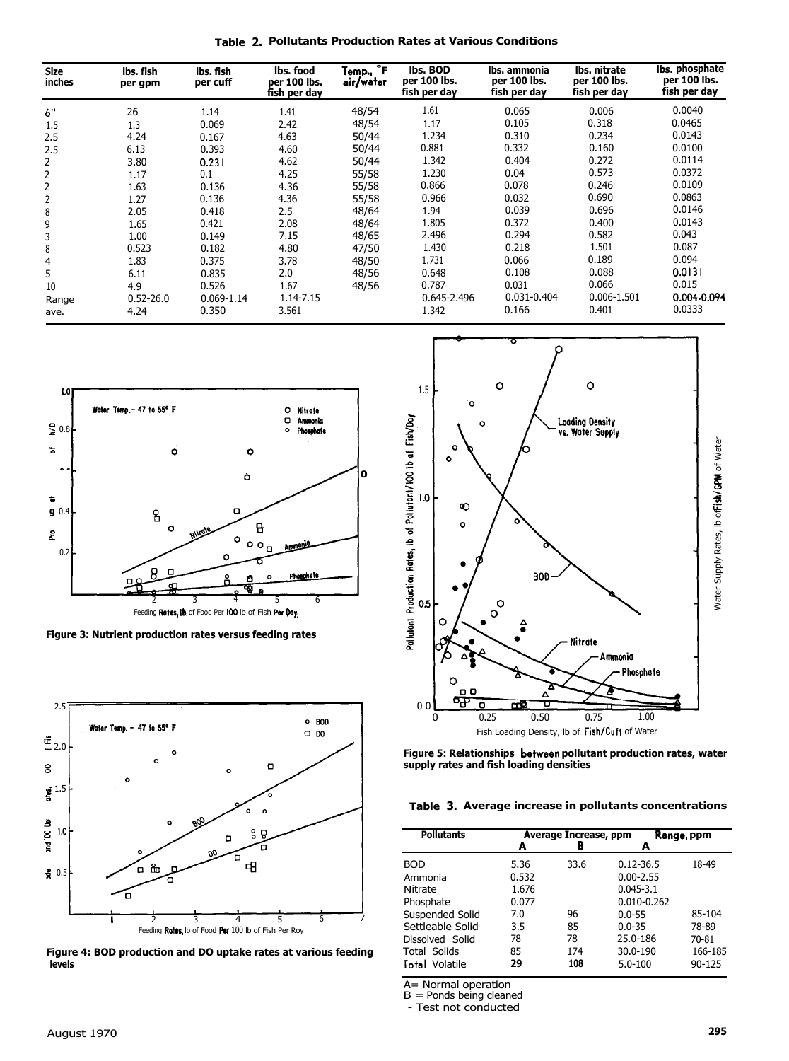**Table 2. Pollutants Production Rates at Various Conditions**

| Size inches | lbs. fish per gpm | lbs. fish per cuff | lbs. food per 100 lbs. fish per day | Temp., °F air/water | lbs. BOD per 100 lbs. fish per day | lbs. ammonia per 100 lbs. fish per day | lbs. nitrate per 100 lbs. fish per day | lbs. phosphate per 100 lbs. fish per day |
|---|---|---|---|---|---|---|---|---|
| 6" | 26 | 1.14 | 1.41 | 48/54 | 1.61 | 0.065 | 0.006 | 0.0040 |
| 1.5 | 1.3 | 0.069 | 2.42 | 48/54 | 1.17 | 0.105 | 0.318 | 0.0465 |
| 2.5 | 4.24 | 0.167 | 4.63 | 50/44 | 1.234 | 0.310 | 0.234 | 0.0143 |
| 2.5 | 6.13 | 0.393 | 4.60 | 50/44 | 0.881 | 0.332 | 0.160 | 0.0100 |
| 2 | 3.80 | 0.231 | 4.62 | 50/44 | 1.342 | 0.404 | 0.272 | 0.0114 |
| 2 | 1.17 | 0.1 | 4.25 | 55/58 | 1.230 | 0.04 | 0.573 | 0.0372 |
| 2 | 1.63 | 0.136 | 4.36 | 55/58 | 0.866 | 0.078 | 0.246 | 0.0109 |
| 2 | 1.27 | 0.136 | 4.36 | 55/58 | 0.966 | 0.032 | 0.690 | 0.0863 |
| 8 | 2.05 | 0.418 | 2.5 | 48/64 | 1.94 | 0.039 | 0.696 | 0.0146 |
| 9 | 1.65 | 0.421 | 2.08 | 48/64 | 1.805 | 0.372 | 0.400 | 0.0143 |
| 3 | 1.00 | 0.149 | 7.15 | 48/65 | 2.496 | 0.294 | 0.582 | 0.043 |
| 8 | 0.523 | 0.182 | 4.80 | 47/50 | 1.430 | 0.218 | 1.501 | 0.087 |
| 4 | 1.83 | 0.375 | 3.78 | 48/50 | 1.731 | 0.066 | 0.189 | 0.094 |
| 5 | 6.11 | 0.835 | 2.0 | 48/56 | 0.648 | 0.108 | 0.088 | 0.0131 |
| 10 | 4.9 | 0.526 | 1.67 | 48/56 | 0.787 | 0.031 | 0.066 | 0.015 |
| Range | 0.52-26.0 | 0.069-1.14 | 1.14-7.15 | | 0.645-2.496 | 0.031-0.404 | 0.006-1.501 | 0.004-0.094 |
| ave. | 4.24 | 0.350 | 3.561 | | 1.342 | 0.166 | 0.401 | 0.0333 |

**Figure 3: Nutrient production rates versus feeding rates**

**Figure 4: BOD production and DO uptake rates at various feeding levels**

**Figure 5: Relationships between pollutant production rates, water supply rates and fish loading densities**

**Table 3. Average increase in pollutants concentrations**

| Pollutants | Average Increase, ppm | | Range, ppm | |
|---|---|---|---|---|
| | A | B | A | |
| BOD | 5.36 | 33.6 | 0.12-36.5 | 18-49 |
| Ammonia | 0.532 | | 0.00-2.55 | |
| Nitrate | 1.676 | | 0.045-3.1 | |
| Phosphate | 0.077 | | 0.010-0.262 | |
| Suspended Solid | 7.0 | 96 | 0.0-55 | 85-104 |
| Settleable Solid | 3.5 | 85 | 0.0-35 | 78-89 |
| Dissolved Solid | 78 | 78 | 25.0-186 | 70-81 |
| Total Solids | 85 | 174 | 30.0-190 | 166-185 |
| Total Volatile | 29 | 108 | 5.0-100 | 90-125 |

A = Normal operation
B = Ponds being cleaned
- Test not conducted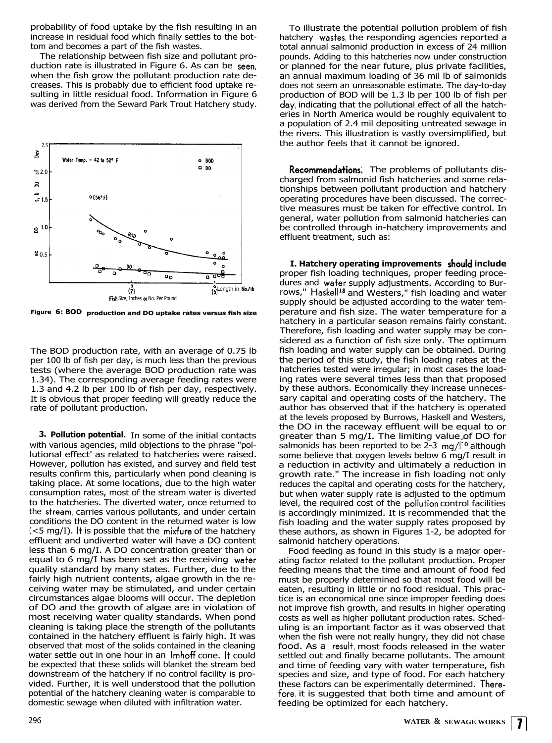probability of food uptake by the fish resulting in an increase in residual food which finally settles to the bottom and becomes a part of the fish wastes.

The relationship between fish size and pollutant production rate is illustrated in Figure 6. As can be seen, when the fish grow the pollutant production rate decreases. This is probably due to efficient food uptake resulting in little residual food. Information in Figure 6 was derived from the Seward Park Trout Hatchery study.

Figure 6: BOD production and DO uptake rates versus fish size

The BOD production rate, with an average of 0.75 lb per 100 lb of fish per day, is much less than the previous tests (where the average BOD production rate was 1.34). The corresponding average feeding rates were 1.3 and 4.2 lb per 100 lb of fish per day, respectively. It is obvious that proper feeding will greatly reduce the rate of pollutant production.

**3. Pollution potential.** In some of the initial contacts with various agencies, mild objections to the phrase "pollutional effect' as related to hatcheries were raised. However, pollution has existed, and survey and field test results confirm this, particularly when pond cleaning is taking place. At some locations, due to the high water consumption rates, most of the stream water is diverted to the hatcheries. The diverted water, once returned to the stream, carries various pollutants, and under certain conditions the DO content in the returned water is low (<5 mg/I). It is possible that the mixture of the hatchery effluent and undiverted water will have a DO content less than 6 mg/I. A DO concentration greater than or equal to 6 mg/I has been set as the receiving water quality standard by many states. Further, due to the fairly high nutrient contents, algae growth in the receiving water may be stimulated, and under certain circumstances algae blooms will occur. The depletion of DO and the growth of algae are in violation of most receiving water quality standards. When pond cleaning is taking place the strength of the pollutants contained in the hatchery effluent is fairly high. It was observed that most of the solids contained in the cleaning water settle out in one hour in an Imhoff cone. It could be expected that these solids will blanket the stream bed downstream of the hatchery if no control facility is provided. Further, it is well understood that the pollution potential of the hatchery cleaning water is comparable to domestic sewage when diluted with infiltration water.

To illustrate the potential pollution problem of fish hatchery wastes, the responding agencies reported a total annual salmonid production in excess of 24 million pounds. Adding to this hatcheries now under construction or planned for the near future, plus private facilities, an annual maximum loading of 36 mil lb of salmonids does not seem an unreasonable estimate. The day-to-day production of BOD will be 1.3 lb per 100 lb of fish per day, indicating that the pollutional effect of all the hatcheries in North America would be roughly equivalent to a population of 2.4 mil depositing untreated sewage in the rivers. This illustration is vastly oversimplified, but the author feels that it cannot be ignored.

**Recommendations:** The problems of pollutants discharged from salmonid fish hatcheries and some relationships between pollutant production and hatchery operating procedures have been discussed. The corrective measures must be taken for effective control. In general, water pollution from salmonid hatcheries can be controlled through in-hatchery improvements and effluent treatment, such as:

**I. Hatchery operating improvements should include** proper fish loading techniques, proper feeding procedures and water supply adjustments. According to Burrows," Haskell[18] and Westers," fish loading and water supply should be adjusted according to the water temperature and fish size. The water temperature for a hatchery in a particular season remains fairly constant. Therefore, fish loading and water supply may be considered as a function of fish size only. The optimum fish loading and water supply can be obtained. During the period of this study, the fish loading rates at the hatcheries tested were irregular; in most cases the loading rates were several times less than that proposed by these authors. Economically they increase unnecessary capital and operating costs of the hatchery. The author has observed that if the hatchery is operated at the levels proposed by Burrows, Haskell and Westers, the DO in the raceway effluent will be equal to or greater than 5 mg/I. The limiting value of DO for salmonids has been reported to be 2-3 mg/I[0] although some believe that oxygen levels below 6 mg/I result in a reduction in activity and ultimately a reduction in growth rate." The increase in fish loading not only reduces the capital and operating costs for the hatchery, but when water supply rate is adjusted to the optimum level, the required cost of the pollution control facilities is accordingly minimized. It is recommended that the fish loading and the water supply rates proposed by these authors, as shown in Figures 1-2, be adopted for salmonid hatchery operations.

Food feeding as found in this study is a major operating factor related to the pollutant production. Proper feeding means that the time and amount of food fed must be properly determined so that most food will be eaten, resulting in little or no food residual. This practice is an economical one since improper feeding does not improve fish growth, and results in higher operating costs as well as higher pollutant production rates. Scheduling is an important factor as it was observed that when the fish were not really hungry, they did not chase food. As a result, most foods released in the water settled out and finally became pollutants. The amount and time of feeding vary with water temperature, fish species and size, and type of food. For each hatchery these factors can be experimentally determined. Therefore, it is suggested that both time and amount of feeding be optimized for each hatchery.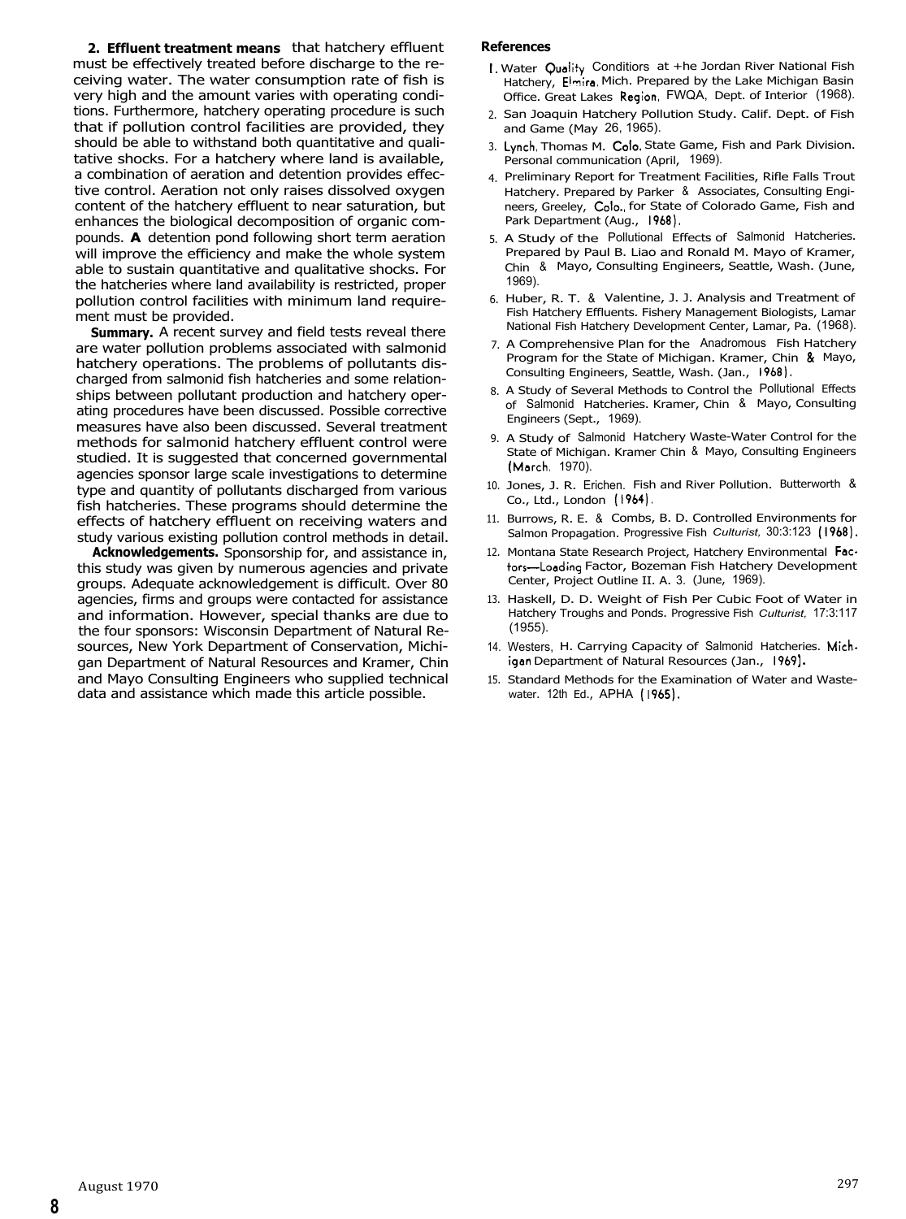**2. Effluent treatment means** that hatchery effluent must be effectively treated before discharge to the receiving water. The water consumption rate of fish is very high and the amount varies with operating conditions. Furthermore, hatchery operating procedure is such that if pollution control facilities are provided, they should be able to withstand both quantitative and qualitative shocks. For a hatchery where land is available, a combination of aeration and detention provides effective control. Aeration not only raises dissolved oxygen content of the hatchery effluent to near saturation, but enhances the biological decomposition of organic compounds. **A** detention pond following short term aeration will improve the efficiency and make the whole system able to sustain quantitative and qualitative shocks. For the hatcheries where land availability is restricted, proper pollution control facilities with minimum land requirement must be provided.

**Summary.** A recent survey and field tests reveal there are water pollution problems associated with salmonid hatchery operations. The problems of pollutants discharged from salmonid fish hatcheries and some relationships between pollutant production and hatchery operating procedures have been discussed. Possible corrective measures have also been discussed. Several treatment methods for salmonid hatchery effluent control were studied. It is suggested that concerned governmental agencies sponsor large scale investigations to determine type and quantity of pollutants discharged from various fish hatcheries. These programs should determine the effects of hatchery effluent on receiving waters and study various existing pollution control methods in detail.

**Acknowledgements.** Sponsorship for, and assistance in, this study was given by numerous agencies and private groups. Adequate acknowledgement is difficult. Over 80 agencies, firms and groups were contacted for assistance and information. However, special thanks are due to the four sponsors: Wisconsin Department of Natural Resources, New York Department of Conservation, Michigan Department of Natural Resources and Kramer, Chin and Mayo Consulting Engineers who supplied technical data and assistance which made this article possible.

**References**

1. Water Quality Conditiors at +he Jordan River National Fish Hatchery, Elmira, Mich. Prepared by the Lake Michigan Basin Office. Great Lakes Region, FWQA, Dept. of Interior (1968).
2. San Joaquin Hatchery Pollution Study. Calif. Dept. of Fish and Game (May 26, 1965).
3. Lynch, Thomas M. Colo. State Game, Fish and Park Division. Personal communication (April, 1969).
4. Preliminary Report for Treatment Facilities, Rifle Falls Trout Hatchery. Prepared by Parker & Associates, Consulting Engineers, Greeley, Colo., for State of Colorado Game, Fish and Park Department (Aug., 1968).
5. A Study of the Pollutional Effects of Salmonid Hatcheries. Prepared by Paul B. Liao and Ronald M. Mayo of Kramer, Chin & Mayo, Consulting Engineers, Seattle, Wash. (June, 1969).
6. Huber, R. T. & Valentine, J. J. Analysis and Treatment of Fish Hatchery Effluents. Fishery Management Biologists, Lamar National Fish Hatchery Development Center, Lamar, Pa. (1968).
7. A Comprehensive Plan for the Anadromous Fish Hatchery Program for the State of Michigan. Kramer, Chin & Mayo, Consulting Engineers, Seattle, Wash. (Jan., 1968).
8. A Study of Several Methods to Control the Pollutional Effects of Salmonid Hatcheries. Kramer, Chin & Mayo, Consulting Engineers (Sept., 1969).
9. A Study of Salmonid Hatchery Waste-Water Control for the State of Michigan. Kramer Chin & Mayo, Consulting Engineers (March, 1970).
10. Jones, J. R. Erichen. Fish and River Pollution. Butterworth & Co., Ltd., London (1964).
11. Burrows, R. E. & Combs, B. D. Controlled Environments for Salmon Propagation. Progressive Fish *Culturist,* 30:3:123 (1968).
12. Montana State Research Project, Hatchery Environmental Factors—Loading Factor, Bozeman Fish Hatchery Development Center, Project Outline II. A. 3. (June, 1969).
13. Haskell, D. D. Weight of Fish Per Cubic Foot of Water in Hatchery Troughs and Ponds. Progressive Fish *Culturist,* 17:3:117 (1955).
14. Westers, H. Carrying Capacity of Salmonid Hatcheries. Michigan Department of Natural Resources (Jan., 1969).
15. Standard Methods for the Examination of Water and Wastewater. 12th Ed., APHA (1965).